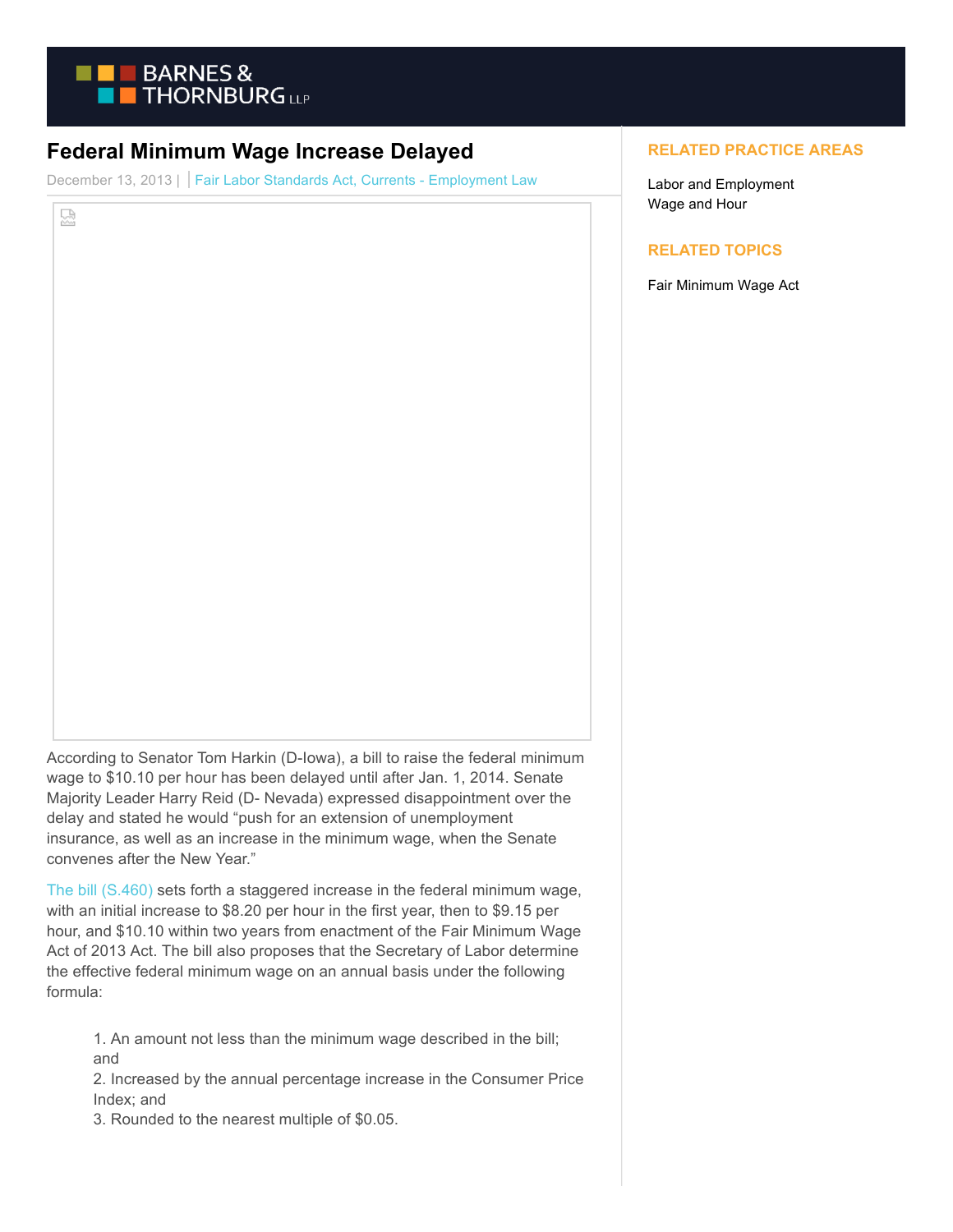# Federal Minimum Wage Increase Delayed

December 13, 2013 | Fair Labor Standards Act, Currents - Employment Law

According to Senator Tom Harkin (D-Iowa), a bill to raise the federal minimum wage to $10.10 per hour has been delayed until after Jan. 1, 2014. Senate Majority Leader Harry Reid (D- Nevada) expressed disappointment over the delay and stated he would "push for an extension of unemployment insurance, as well as an increase in the minimum wage, when the Senate convenes after the New Year."

The bill (S.460) sets forth a staggered increase in the federal minimum wage, with an initial increase to $8.20 per hour in the first year, then to $9.15 per hour, and $10.10 within two years from enactment of the Fair Minimum Wage Act of 2013 Act. The bill also proposes that the Secretary of Labor determine the effective federal minimum wage on an annual basis under the following formula:

1. An amount not less than the minimum wage described in the bill; and
2. Increased by the annual percentage increase in the Consumer Price Index; and
3. Rounded to the nearest multiple of $0.05.

## RELATED PRACTICE AREAS

Labor and Employment
Wage and Hour

## RELATED TOPICS

Fair Minimum Wage Act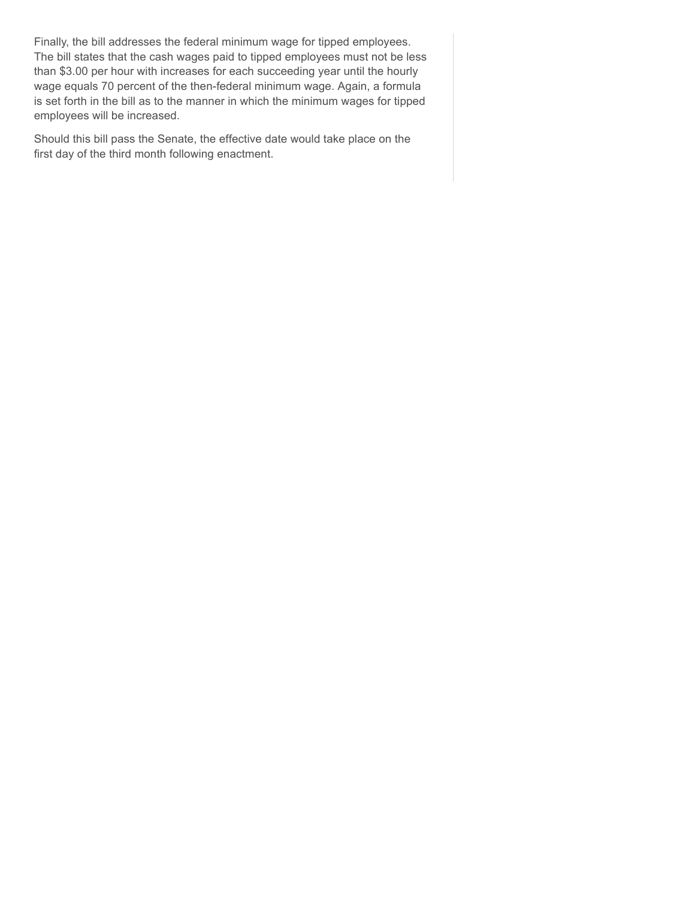Finally, the bill addresses the federal minimum wage for tipped employees. The bill states that the cash wages paid to tipped employees must not be less than $3.00 per hour with increases for each succeeding year until the hourly wage equals 70 percent of the then-federal minimum wage. Again, a formula is set forth in the bill as to the manner in which the minimum wages for tipped employees will be increased.

Should this bill pass the Senate, the effective date would take place on the first day of the third month following enactment.